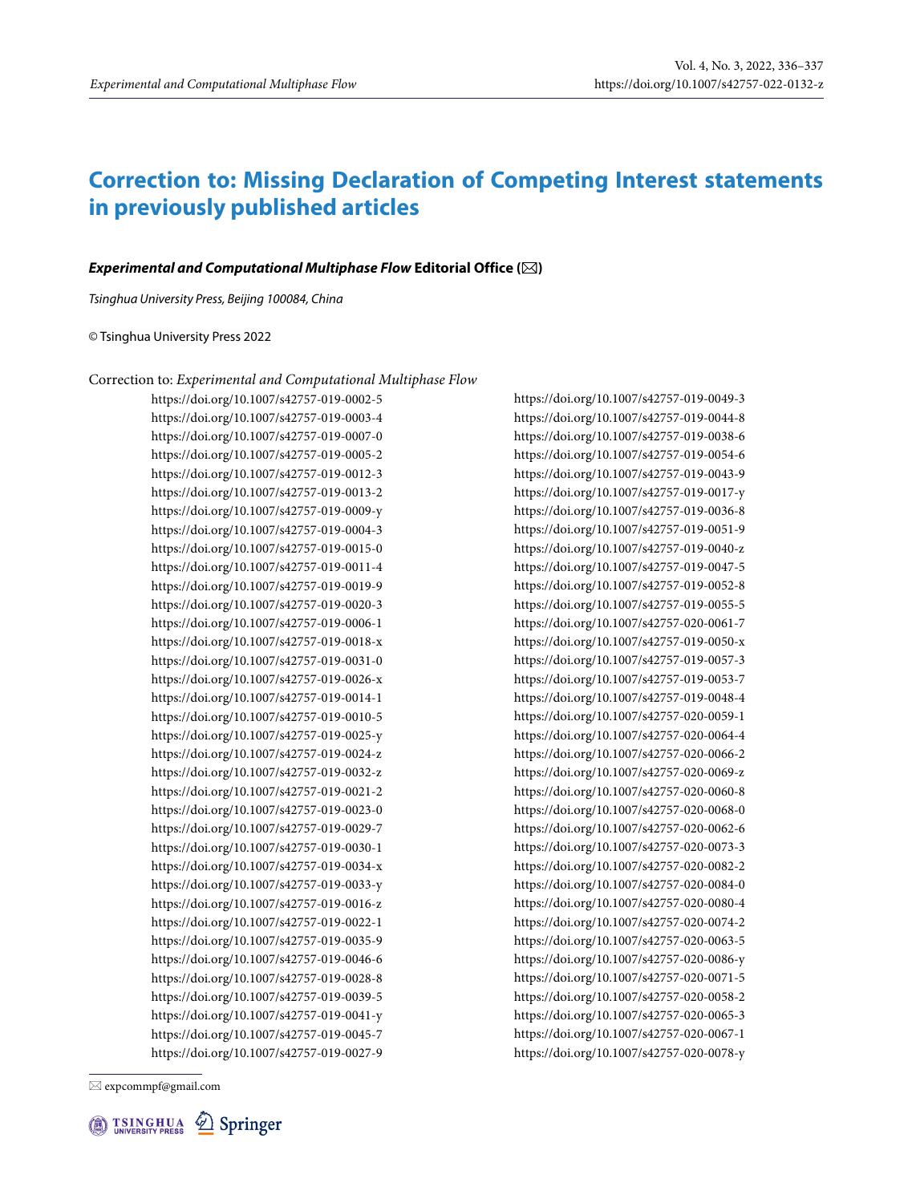# Correction to: Missing Declaration of Competing Interest statements in previously published articles

***Experimental and Computational Multiphase Flow*** **Editorial Office** (✉)

*Tsinghua University Press, Beijing 100084, China*

© Tsinghua University Press 2022

Correction to: *Experimental and Computational Multiphase Flow*

https://doi.org/10.1007/s42757-019-0002-5
https://doi.org/10.1007/s42757-019-0003-4
https://doi.org/10.1007/s42757-019-0007-0
https://doi.org/10.1007/s42757-019-0005-2
https://doi.org/10.1007/s42757-019-0012-3
https://doi.org/10.1007/s42757-019-0013-2
https://doi.org/10.1007/s42757-019-0009-y
https://doi.org/10.1007/s42757-019-0004-3
https://doi.org/10.1007/s42757-019-0015-0
https://doi.org/10.1007/s42757-019-0011-4
https://doi.org/10.1007/s42757-019-0019-9
https://doi.org/10.1007/s42757-019-0020-3
https://doi.org/10.1007/s42757-019-0006-1
https://doi.org/10.1007/s42757-019-0018-x
https://doi.org/10.1007/s42757-019-0031-0
https://doi.org/10.1007/s42757-019-0026-x
https://doi.org/10.1007/s42757-019-0014-1
https://doi.org/10.1007/s42757-019-0010-5
https://doi.org/10.1007/s42757-019-0025-y
https://doi.org/10.1007/s42757-019-0024-z
https://doi.org/10.1007/s42757-019-0032-z
https://doi.org/10.1007/s42757-019-0021-2
https://doi.org/10.1007/s42757-019-0023-0
https://doi.org/10.1007/s42757-019-0029-7
https://doi.org/10.1007/s42757-019-0030-1
https://doi.org/10.1007/s42757-019-0034-x
https://doi.org/10.1007/s42757-019-0033-y
https://doi.org/10.1007/s42757-019-0016-z
https://doi.org/10.1007/s42757-019-0022-1
https://doi.org/10.1007/s42757-019-0035-9
https://doi.org/10.1007/s42757-019-0046-6
https://doi.org/10.1007/s42757-019-0028-8
https://doi.org/10.1007/s42757-019-0039-5
https://doi.org/10.1007/s42757-019-0041-y
https://doi.org/10.1007/s42757-019-0045-7
https://doi.org/10.1007/s42757-019-0027-9
https://doi.org/10.1007/s42757-019-0049-3
https://doi.org/10.1007/s42757-019-0044-8
https://doi.org/10.1007/s42757-019-0038-6
https://doi.org/10.1007/s42757-019-0054-6
https://doi.org/10.1007/s42757-019-0043-9
https://doi.org/10.1007/s42757-019-0017-y
https://doi.org/10.1007/s42757-019-0036-8
https://doi.org/10.1007/s42757-019-0051-9
https://doi.org/10.1007/s42757-019-0040-z
https://doi.org/10.1007/s42757-019-0047-5
https://doi.org/10.1007/s42757-019-0052-8
https://doi.org/10.1007/s42757-019-0055-5
https://doi.org/10.1007/s42757-020-0061-7
https://doi.org/10.1007/s42757-019-0050-x
https://doi.org/10.1007/s42757-019-0057-3
https://doi.org/10.1007/s42757-019-0053-7
https://doi.org/10.1007/s42757-019-0048-4
https://doi.org/10.1007/s42757-020-0059-1
https://doi.org/10.1007/s42757-020-0064-4
https://doi.org/10.1007/s42757-020-0066-2
https://doi.org/10.1007/s42757-020-0069-z
https://doi.org/10.1007/s42757-020-0060-8
https://doi.org/10.1007/s42757-020-0068-0
https://doi.org/10.1007/s42757-020-0062-6
https://doi.org/10.1007/s42757-020-0073-3
https://doi.org/10.1007/s42757-020-0082-2
https://doi.org/10.1007/s42757-020-0084-0
https://doi.org/10.1007/s42757-020-0080-4
https://doi.org/10.1007/s42757-020-0074-2
https://doi.org/10.1007/s42757-020-0063-5
https://doi.org/10.1007/s42757-020-0086-y
https://doi.org/10.1007/s42757-020-0071-5
https://doi.org/10.1007/s42757-020-0058-2
https://doi.org/10.1007/s42757-020-0065-3
https://doi.org/10.1007/s42757-020-0067-1
https://doi.org/10.1007/s42757-020-0078-y

✉ expcommpf@gmail.com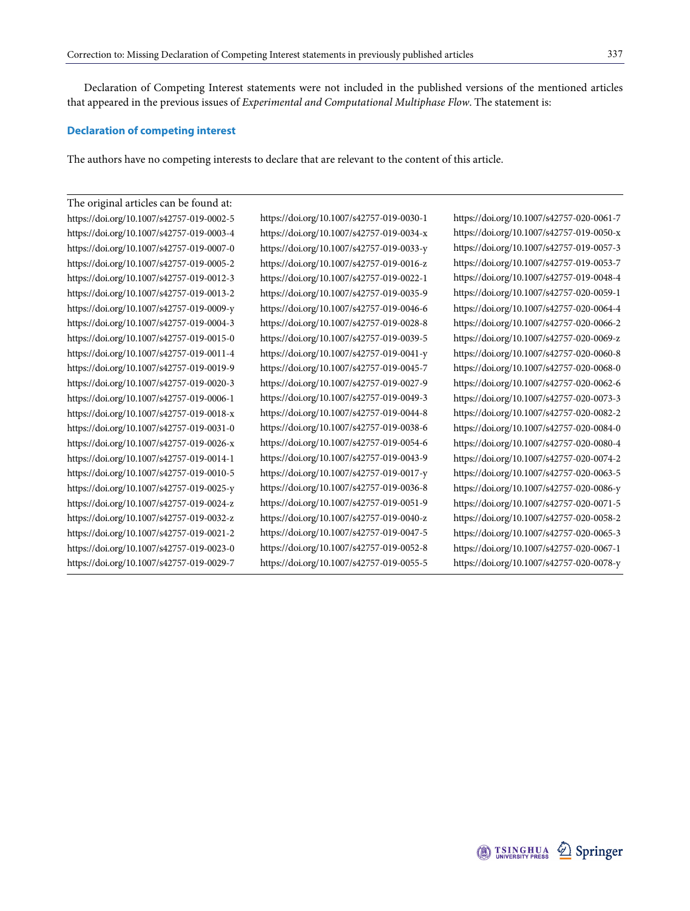Declaration of Competing Interest statements were not included in the published versions of the mentioned articles that appeared in the previous issues of *Experimental and Computational Multiphase Flow*. The statement is:

### Declaration of competing interest

The authors have no competing interests to declare that are relevant to the content of this article.

The original articles can be found at:

https://doi.org/10.1007/s42757-019-0002-5
https://doi.org/10.1007/s42757-019-0003-4
https://doi.org/10.1007/s42757-019-0007-0
https://doi.org/10.1007/s42757-019-0005-2
https://doi.org/10.1007/s42757-019-0012-3
https://doi.org/10.1007/s42757-019-0013-2
https://doi.org/10.1007/s42757-019-0009-y
https://doi.org/10.1007/s42757-019-0004-3
https://doi.org/10.1007/s42757-019-0015-0
https://doi.org/10.1007/s42757-019-0011-4
https://doi.org/10.1007/s42757-019-0019-9
https://doi.org/10.1007/s42757-019-0020-3
https://doi.org/10.1007/s42757-019-0006-1
https://doi.org/10.1007/s42757-019-0018-x
https://doi.org/10.1007/s42757-019-0031-0
https://doi.org/10.1007/s42757-019-0026-x
https://doi.org/10.1007/s42757-019-0014-1
https://doi.org/10.1007/s42757-019-0010-5
https://doi.org/10.1007/s42757-019-0025-y
https://doi.org/10.1007/s42757-019-0024-z
https://doi.org/10.1007/s42757-019-0032-z
https://doi.org/10.1007/s42757-019-0021-2
https://doi.org/10.1007/s42757-019-0023-0
https://doi.org/10.1007/s42757-019-0029-7
https://doi.org/10.1007/s42757-019-0030-1
https://doi.org/10.1007/s42757-019-0034-x
https://doi.org/10.1007/s42757-019-0033-y
https://doi.org/10.1007/s42757-019-0016-z
https://doi.org/10.1007/s42757-019-0022-1
https://doi.org/10.1007/s42757-019-0035-9
https://doi.org/10.1007/s42757-019-0046-6
https://doi.org/10.1007/s42757-019-0028-8
https://doi.org/10.1007/s42757-019-0039-5
https://doi.org/10.1007/s42757-019-0041-y
https://doi.org/10.1007/s42757-019-0045-7
https://doi.org/10.1007/s42757-019-0027-9
https://doi.org/10.1007/s42757-019-0049-3
https://doi.org/10.1007/s42757-019-0044-8
https://doi.org/10.1007/s42757-019-0038-6
https://doi.org/10.1007/s42757-019-0054-6
https://doi.org/10.1007/s42757-019-0043-9
https://doi.org/10.1007/s42757-019-0017-y
https://doi.org/10.1007/s42757-019-0036-8
https://doi.org/10.1007/s42757-019-0051-9
https://doi.org/10.1007/s42757-019-0040-z
https://doi.org/10.1007/s42757-019-0047-5
https://doi.org/10.1007/s42757-019-0052-8
https://doi.org/10.1007/s42757-019-0055-5
https://doi.org/10.1007/s42757-020-0061-7
https://doi.org/10.1007/s42757-019-0050-x
https://doi.org/10.1007/s42757-019-0057-3
https://doi.org/10.1007/s42757-019-0053-7
https://doi.org/10.1007/s42757-019-0048-4
https://doi.org/10.1007/s42757-020-0059-1
https://doi.org/10.1007/s42757-020-0064-4
https://doi.org/10.1007/s42757-020-0066-2
https://doi.org/10.1007/s42757-020-0069-z
https://doi.org/10.1007/s42757-020-0060-8
https://doi.org/10.1007/s42757-020-0068-0
https://doi.org/10.1007/s42757-020-0062-6
https://doi.org/10.1007/s42757-020-0073-3
https://doi.org/10.1007/s42757-020-0082-2
https://doi.org/10.1007/s42757-020-0084-0
https://doi.org/10.1007/s42757-020-0080-4
https://doi.org/10.1007/s42757-020-0074-2
https://doi.org/10.1007/s42757-020-0063-5
https://doi.org/10.1007/s42757-020-0086-y
https://doi.org/10.1007/s42757-020-0071-5
https://doi.org/10.1007/s42757-020-0058-2
https://doi.org/10.1007/s42757-020-0065-3
https://doi.org/10.1007/s42757-020-0067-1
https://doi.org/10.1007/s42757-020-0078-y